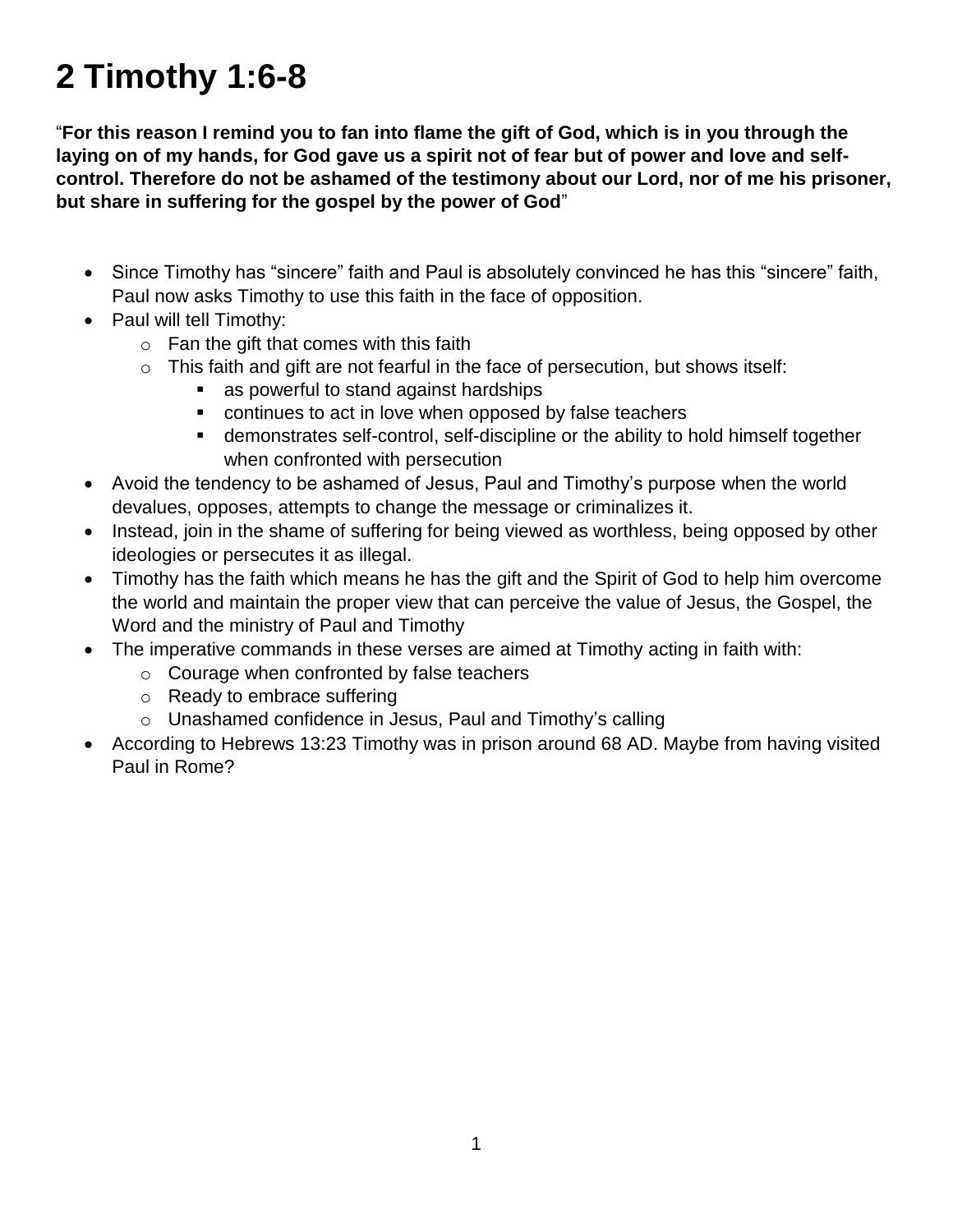# 2 Timothy 1:6-8

"**For this reason I remind you to fan into flame the gift of God, which is in you through the laying on of my hands, for God gave us a spirit not of fear but of power and love and self-control. Therefore do not be ashamed of the testimony about our Lord, nor of me his prisoner, but share in suffering for the gospel by the power of God**"

- Since Timothy has "sincere" faith and Paul is absolutely convinced he has this "sincere" faith, Paul now asks Timothy to use this faith in the face of opposition.
- Paul will tell Timothy:
  - Fan the gift that comes with this faith
  - This faith and gift are not fearful in the face of persecution, but shows itself:
    - as powerful to stand against hardships
    - continues to act in love when opposed by false teachers
    - demonstrates self-control, self-discipline or the ability to hold himself together when confronted with persecution
- Avoid the tendency to be ashamed of Jesus, Paul and Timothy's purpose when the world devalues, opposes, attempts to change the message or criminalizes it.
- Instead, join in the shame of suffering for being viewed as worthless, being opposed by other ideologies or persecutes it as illegal.
- Timothy has the faith which means he has the gift and the Spirit of God to help him overcome the world and maintain the proper view that can perceive the value of Jesus, the Gospel, the Word and the ministry of Paul and Timothy
- The imperative commands in these verses are aimed at Timothy acting in faith with:
  - Courage when confronted by false teachers
  - Ready to embrace suffering
  - Unashamed confidence in Jesus, Paul and Timothy's calling
- According to Hebrews 13:23 Timothy was in prison around 68 AD. Maybe from having visited Paul in Rome?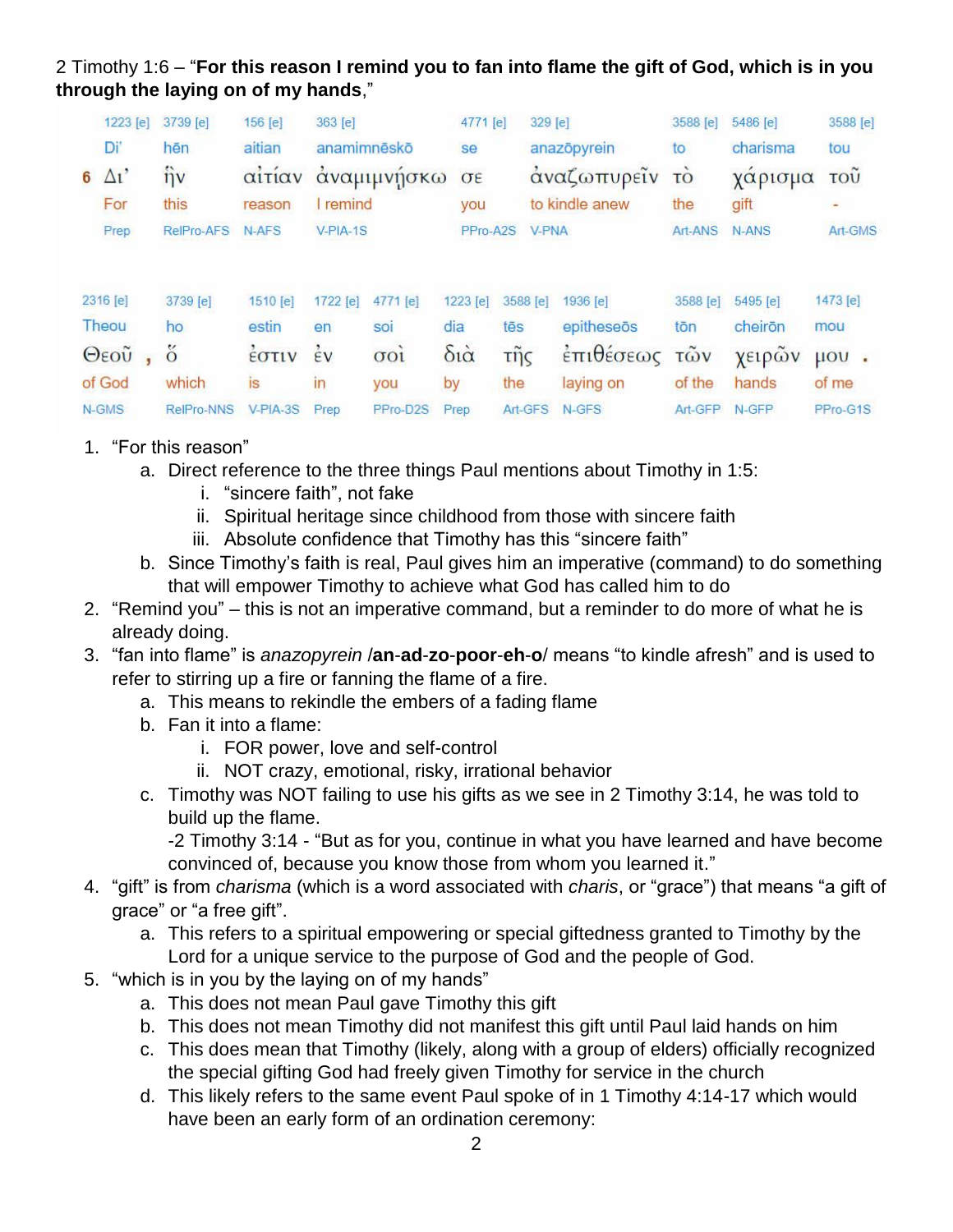2 Timothy 1:6 – "**For this reason I remind you to fan into flame the gift of God, which is in you through the laying on of my hands**,"

| | 1223 [e] | 3739 [e] | 156 [e] | 363 [e] | 4771 [e] | 329 [e] | 3588 [e] | 5486 [e] | 3588 [e] |
|---|---|---|---|---|---|---|---|---|---|
| | Di' | hēn | aitian | anamimnēskō | se | anazōpyrein | to | charisma | tou |
| 6 | Δι' | ἣν | αἰτίαν | ἀναμιμνῄσκω | σε | ἀναζωπυρεῖν | τὸ | χάρισμα | τοῦ |
| | For | this | reason | I remind | you | to kindle anew | the | gift | - |
| | Prep | RelPro-AFS | N-AFS | V-PIA-1S | PPro-A2S | V-PNA | Art-ANS | N-ANS | Art-GMS |

| 2316 [e] | 3739 [e] | 1510 [e] | 1722 [e] | 4771 [e] | 1223 [e] | 3588 [e] | 1936 [e] | 3588 [e] | 5495 [e] | 1473 [e] |
|---|---|---|---|---|---|---|---|---|---|---|
| Theou | ho | estin | en | soi | dia | tēs | epitheseōs | tōn | cheirōn | mou |
| Θεοῦ , | ὅ | ἐστιν | ἐν | σοὶ | διὰ | τῆς | ἐπιθέσεως | τῶν | χειρῶν | μου . |
| of God | which | is | in | you | by | the | laying on | of the | hands | of me |
| N-GMS | RelPro-NNS | V-PIA-3S | Prep | PPro-D2S | Prep | Art-GFS | N-GFS | Art-GFP | N-GFP | PPro-G1S |

1. "For this reason"
   a. Direct reference to the three things Paul mentions about Timothy in 1:5:
      i. "sincere faith", not fake
      ii. Spiritual heritage since childhood from those with sincere faith
      iii. Absolute confidence that Timothy has this "sincere faith"
   b. Since Timothy's faith is real, Paul gives him an imperative (command) to do something that will empower Timothy to achieve what God has called him to do
2. "Remind you" – this is not an imperative command, but a reminder to do more of what he is already doing.
3. "fan into flame" is *anazopyrein* /**an**-**ad**-**zo**-**poor**-**eh**-**o**/ means "to kindle afresh" and is used to refer to stirring up a fire or fanning the flame of a fire.
   a. This means to rekindle the embers of a fading flame
   b. Fan it into a flame:
      i. FOR power, love and self-control
      ii. NOT crazy, emotional, risky, irrational behavior
   c. Timothy was NOT failing to use his gifts as we see in 2 Timothy 3:14, he was told to build up the flame.
      -2 Timothy 3:14 - "But as for you, continue in what you have learned and have become convinced of, because you know those from whom you learned it."
4. "gift" is from *charisma* (which is a word associated with *charis*, or "grace") that means "a gift of grace" or "a free gift".
   a. This refers to a spiritual empowering or special giftedness granted to Timothy by the Lord for a unique service to the purpose of God and the people of God.
5. "which is in you by the laying on of my hands"
   a. This does not mean Paul gave Timothy this gift
   b. This does not mean Timothy did not manifest this gift until Paul laid hands on him
   c. This does mean that Timothy (likely, along with a group of elders) officially recognized the special gifting God had freely given Timothy for service in the church
   d. This likely refers to the same event Paul spoke of in 1 Timothy 4:14-17 which would have been an early form of an ordination ceremony: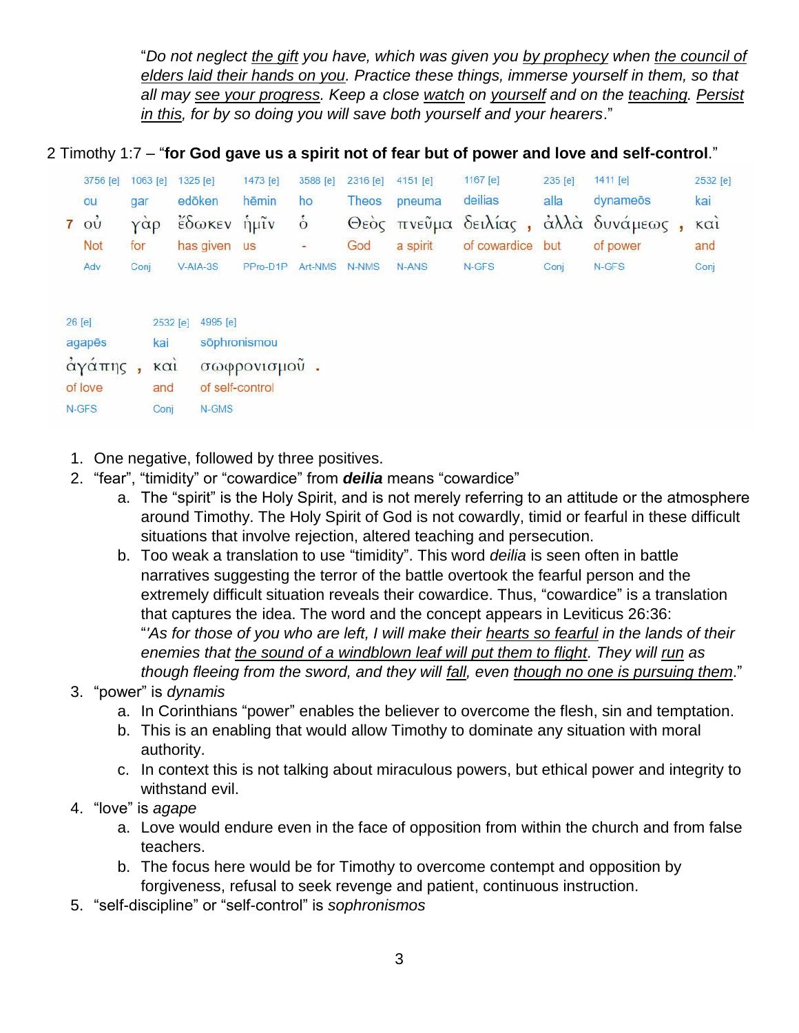"*Do not neglect <u>the gift</u> you have, which was given you <u>by prophecy</u> when <u>the council of elders laid their hands on you</u>. Practice these things, immerse yourself in them, so that all may <u>see your progress</u>. Keep a close <u>watch</u> on <u>yourself</u> and on the <u>teaching</u>. <u>Persist in this</u>, for by so doing you will save both yourself and your hearers*."

2 Timothy 1:7 – "**for God gave us a spirit not of fear but of power and love and self-control**."

| | 3756 [e] | 1063 [e] | 1325 [e] | 1473 [e] | 3588 [e] | 2316 [e] | 4151 [e] | 1167 [e] | | 235 [e] | 1411 [e] | | 2532 [e] |
|---|---|---|---|---|---|---|---|---|---|---|---|---|---|
| | ou | gar | edōken | hēmin | ho | Theos | pneuma | deilias | | alla | dynameōs | | kai |
| 7 | οὐ | γὰρ | ἔδωκεν | ἡμῖν | ὁ | Θεὸς | πνεῦμα | δειλίας | , | ἀλλὰ | δυνάμεως | , | καὶ |
| | Not | for | has given | us | - | God | a spirit | of cowardice | | but | of power | | and |
| | Adv | Conj | V-AIA-3S | PPro-D1P | Art-NMS | N-NMS | N-ANS | N-GFS | | Conj | N-GFS | | Conj |

| 26 [e] | | 2532 [e] | 4995 [e] | |
|---|---|---|---|---|
| agapēs | | kai | sōphronismou | |
| ἀγάπης | , | καὶ | σωφρονισμοῦ | . |
| of love | | and | of self-control | |
| N-GFS | | Conj | N-GMS | |

1. One negative, followed by three positives.
2. "fear", "timidity" or "cowardice" from ***deilia*** means "cowardice"
    a. The "spirit" is the Holy Spirit, and is not merely referring to an attitude or the atmosphere around Timothy. The Holy Spirit of God is not cowardly, timid or fearful in these difficult situations that involve rejection, altered teaching and persecution.
    b. Too weak a translation to use "timidity". This word *deilia* is seen often in battle narratives suggesting the terror of the battle overtook the fearful person and the extremely difficult situation reveals their cowardice. Thus, "cowardice" is a translation that captures the idea. The word and the concept appears in Leviticus 26:36: "*'As for those of you who are left, I will make their <u>hearts so fearful</u> in the lands of their enemies that <u>the sound of a windblown leaf will put them to flight</u>. They will <u>run</u> as though fleeing from the sword, and they will <u>fall</u>, even <u>though no one is pursuing them</u>*."
3. "power" is *dynamis*
    a. In Corinthians "power" enables the believer to overcome the flesh, sin and temptation.
    b. This is an enabling that would allow Timothy to dominate any situation with moral authority.
    c. In context this is not talking about miraculous powers, but ethical power and integrity to withstand evil.
4. "love" is *agape*
    a. Love would endure even in the face of opposition from within the church and from false teachers.
    b. The focus here would be for Timothy to overcome contempt and opposition by forgiveness, refusal to seek revenge and patient, continuous instruction.
5. "self-discipline" or "self-control" is *sophronismos*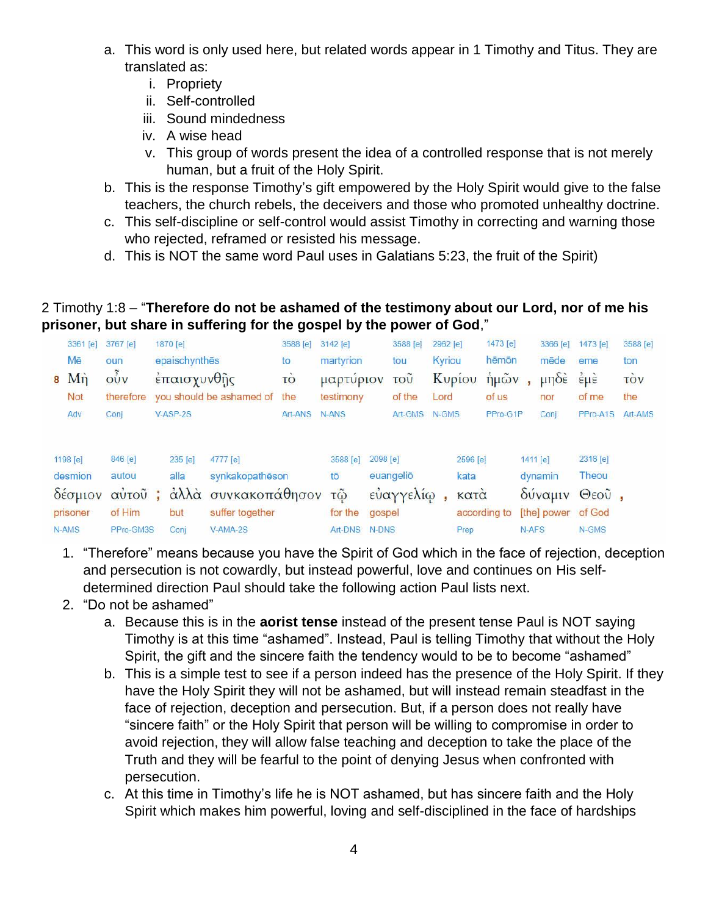a. This word is only used here, but related words appear in 1 Timothy and Titus. They are translated as:
   i. Propriety
   ii. Self-controlled
   iii. Sound mindedness
   iv. A wise head
   v. This group of words present the idea of a controlled response that is not merely human, but a fruit of the Holy Spirit.

b. This is the response Timothy's gift empowered by the Holy Spirit would give to the false teachers, the church rebels, the deceivers and those who promoted unhealthy doctrine.

c. This self-discipline or self-control would assist Timothy in correcting and warning those who rejected, reframed or resisted his message.

d. This is NOT the same word Paul uses in Galatians 5:23, the fruit of the Spirit)

2 Timothy 1:8 – "**Therefore do not be ashamed of the testimony about our Lord, nor of me his prisoner, but share in suffering for the gospel by the power of God**,"

| | 3361 [e] | 3767 [e] | 1870 [e] | 3588 [e] | 3142 [e] | 3588 [e] | 2962 [e] | 1473 [e] | | 3366 [e] | 1473 [e] | 3588 [e] |
|---|---|---|---|---|---|---|---|---|---|---|---|---|
| | Mē | oun | epaischynthēs | to | martyrion | tou | Kyriou | hēmōn | | mēde | eme | ton |
| 8 | Μὴ | οὖν | ἐπαισχυνθῇς | τὸ | μαρτύριον | τοῦ | Κυρίου | ἡμῶν | , | μηδὲ | ἐμὲ | τὸν |
| | Not | therefore | you should be ashamed of | the | testimony | of the | Lord | of us | | nor | of me | the |
| | Adv | Conj | V-ASP-2S | Art-ANS | N-ANS | Art-GMS | N-GMS | PPro-G1P | | Conj | PPro-A1S | Art-AMS |

| 1198 [e] | 846 [e] | | 235 [e] | 4777 [e] | 3588 [e] | 2098 [e] | | 2596 [e] | 1411 [e] | 2316 [e] | |
|---|---|---|---|---|---|---|---|---|---|---|---|
| desmion | autou | | alla | synkakopathēson | tō | euangeliō | | kata | dynamin | Theou | |
| δέσμιον | αὐτοῦ | ; | ἀλλὰ | συνκακοπάθησον | τῷ | εὐαγγελίῳ | , | κατὰ | δύναμιν | Θεοῦ | , |
| prisoner | of Him | | but | suffer together | for the | gospel | | according to | [the] power | of God | |
| N-AMS | PPro-GM3S | | Conj | V-AMA-2S | Art-DNS | N-DNS | | Prep | N-AFS | N-GMS | |

1. "Therefore" means because you have the Spirit of God which in the face of rejection, deception and persecution is not cowardly, but instead powerful, love and continues on His self-determined direction Paul should take the following action Paul lists next.
2. "Do not be ashamed"
   a. Because this is in the **aorist tense** instead of the present tense Paul is NOT saying Timothy is at this time "ashamed". Instead, Paul is telling Timothy that without the Holy Spirit, the gift and the sincere faith the tendency would to be to become "ashamed"
   b. This is a simple test to see if a person indeed has the presence of the Holy Spirit. If they have the Holy Spirit they will not be ashamed, but will instead remain steadfast in the face of rejection, deception and persecution. But, if a person does not really have "sincere faith" or the Holy Spirit that person will be willing to compromise in order to avoid rejection, they will allow false teaching and deception to take the place of the Truth and they will be fearful to the point of denying Jesus when confronted with persecution.
   c. At this time in Timothy's life he is NOT ashamed, but has sincere faith and the Holy Spirit which makes him powerful, loving and self-disciplined in the face of hardships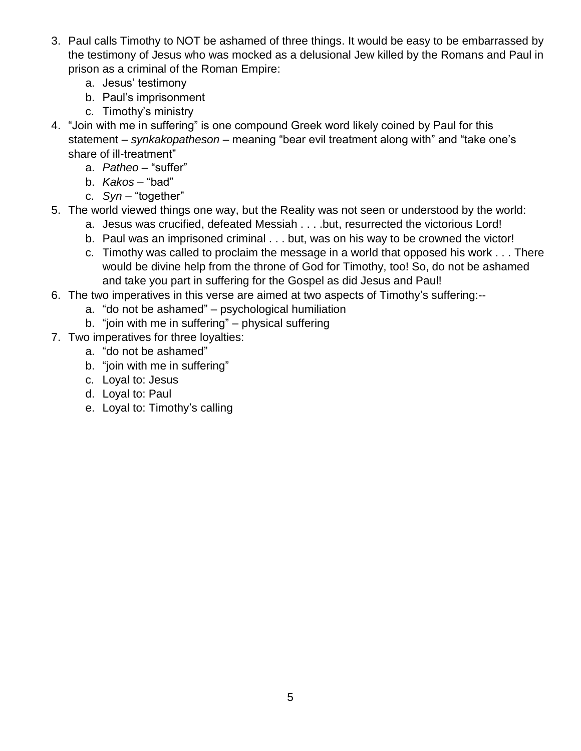3. Paul calls Timothy to NOT be ashamed of three things. It would be easy to be embarrassed by the testimony of Jesus who was mocked as a delusional Jew killed by the Romans and Paul in prison as a criminal of the Roman Empire:
   a. Jesus' testimony
   b. Paul's imprisonment
   c. Timothy's ministry
4. "Join with me in suffering" is one compound Greek word likely coined by Paul for this statement – *synkakopatheson* – meaning "bear evil treatment along with" and "take one's share of ill-treatment"
   a. *Patheo* – "suffer"
   b. *Kakos* – "bad"
   c. *Syn* – "together"
5. The world viewed things one way, but the Reality was not seen or understood by the world:
   a. Jesus was crucified, defeated Messiah . . . .but, resurrected the victorious Lord!
   b. Paul was an imprisoned criminal . . . but, was on his way to be crowned the victor!
   c. Timothy was called to proclaim the message in a world that opposed his work . . . There would be divine help from the throne of God for Timothy, too! So, do not be ashamed and take you part in suffering for the Gospel as did Jesus and Paul!
6. The two imperatives in this verse are aimed at two aspects of Timothy's suffering:--
   a. "do not be ashamed" – psychological humiliation
   b. "join with me in suffering" – physical suffering
7. Two imperatives for three loyalties:
   a. "do not be ashamed"
   b. "join with me in suffering"
   c. Loyal to: Jesus
   d. Loyal to: Paul
   e. Loyal to: Timothy's calling